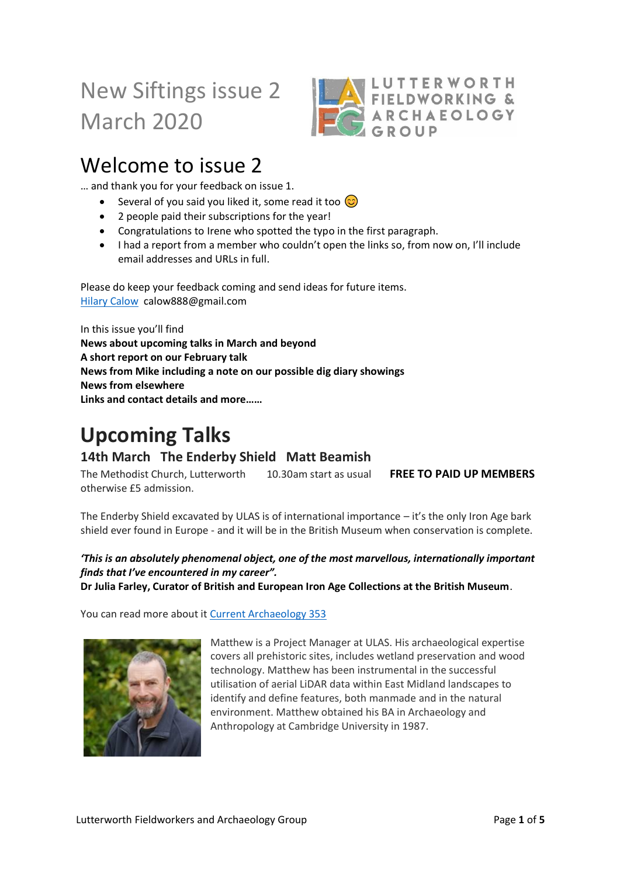# New Siftings issue 2 March 2020

## Welcome to issue 2

… and thank you for your feedback on issue 1.

- Several of you said you liked it, some read it too 😊
- 2 people paid their subscriptions for the year!
- Congratulations to Irene who spotted the typo in the first paragraph.
- I had a report from a member who couldn't open the links so, from now on, I'll include email addresses and URLs in full.

Please do keep your feedback coming and send ideas for future items.
[Hilary Calow](mailto:calow888@gmail.com) calow888@gmail.com

In this issue you'll find
**News about upcoming talks in March and beyond**
**A short report on our February talk**
**News from Mike including a note on our possible dig diary showings**
**News from elsewhere**
**Links and contact details and more……**

# Upcoming Talks

### 14th March The Enderby Shield Matt Beamish

The Methodist Church, Lutterworth 10.30am start as usual **FREE TO PAID UP MEMBERS** otherwise £5 admission.

The Enderby Shield excavated by ULAS is of international importance – it's the only Iron Age bark shield ever found in Europe - and it will be in the British Museum when conservation is complete.

***'This is an absolutely phenomenal object, one of the most marvellous, internationally important finds that I've encountered in my career".***
**Dr Julia Farley, Curator of British and European Iron Age Collections at the British Museum**.

You can read more about it [Current Archaeology 353]

Matthew is a Project Manager at ULAS. His archaeological expertise covers all prehistoric sites, includes wetland preservation and wood technology. Matthew has been instrumental in the successful utilisation of aerial LiDAR data within East Midland landscapes to identify and define features, both manmade and in the natural environment. Matthew obtained his BA in Archaeology and Anthropology at Cambridge University in 1987.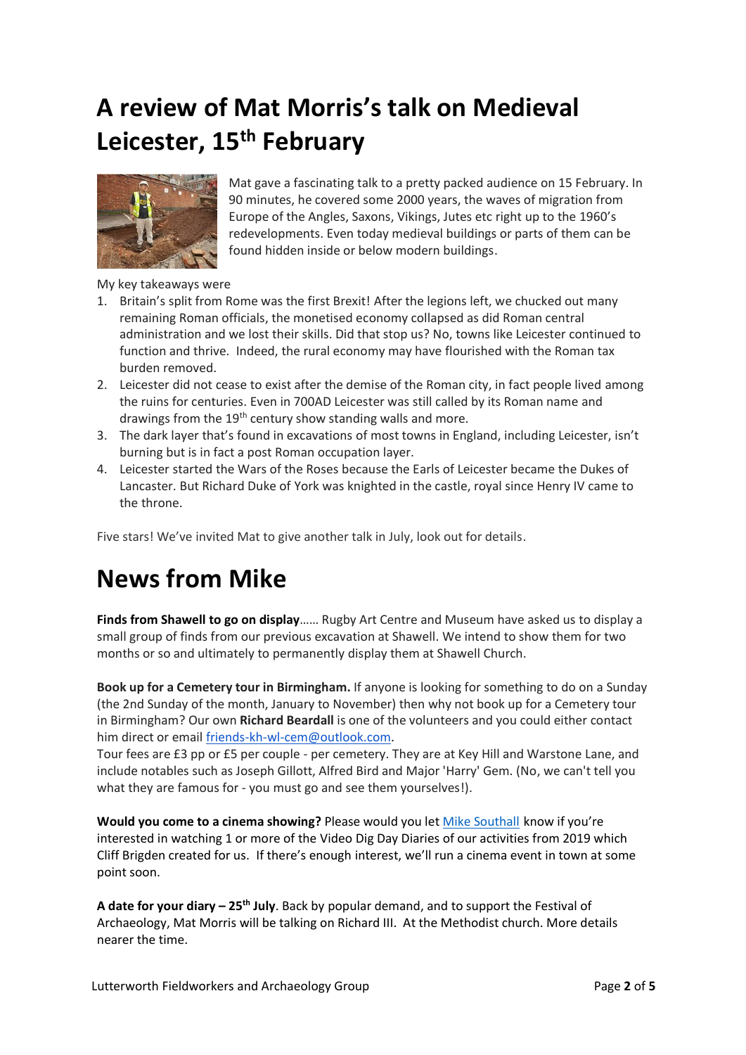# A review of Mat Morris's talk on Medieval Leicester, 15th February

Mat gave a fascinating talk to a pretty packed audience on 15 February. In 90 minutes, he covered some 2000 years, the waves of migration from Europe of the Angles, Saxons, Vikings, Jutes etc right up to the 1960's redevelopments. Even today medieval buildings or parts of them can be found hidden inside or below modern buildings.

My key takeaways were

1. Britain's split from Rome was the first Brexit! After the legions left, we chucked out many remaining Roman officials, the monetised economy collapsed as did Roman central administration and we lost their skills. Did that stop us? No, towns like Leicester continued to function and thrive. Indeed, the rural economy may have flourished with the Roman tax burden removed.
2. Leicester did not cease to exist after the demise of the Roman city, in fact people lived among the ruins for centuries. Even in 700AD Leicester was still called by its Roman name and drawings from the 19th century show standing walls and more.
3. The dark layer that's found in excavations of most towns in England, including Leicester, isn't burning but is in fact a post Roman occupation layer.
4. Leicester started the Wars of the Roses because the Earls of Leicester became the Dukes of Lancaster. But Richard Duke of York was knighted in the castle, royal since Henry IV came to the throne.

Five stars! We've invited Mat to give another talk in July, look out for details.

# News from Mike

**Finds from Shawell to go on display**…… Rugby Art Centre and Museum have asked us to display a small group of finds from our previous excavation at Shawell. We intend to show them for two months or so and ultimately to permanently display them at Shawell Church.

**Book up for a Cemetery tour in Birmingham.** If anyone is looking for something to do on a Sunday (the 2nd Sunday of the month, January to November) then why not book up for a Cemetery tour in Birmingham? Our own **Richard Beardall** is one of the volunteers and you could either contact him direct or email friends-kh-wl-cem@outlook.com.
Tour fees are £3 pp or £5 per couple - per cemetery. They are at Key Hill and Warstone Lane, and include notables such as Joseph Gillott, Alfred Bird and Major 'Harry' Gem. (No, we can't tell you what they are famous for - you must go and see them yourselves!).

**Would you come to a cinema showing?** Please would you let Mike Southall know if you're interested in watching 1 or more of the Video Dig Day Diaries of our activities from 2019 which Cliff Brigden created for us. If there's enough interest, we'll run a cinema event in town at some point soon.

**A date for your diary – 25th July**. Back by popular demand, and to support the Festival of Archaeology, Mat Morris will be talking on Richard III. At the Methodist church. More details nearer the time.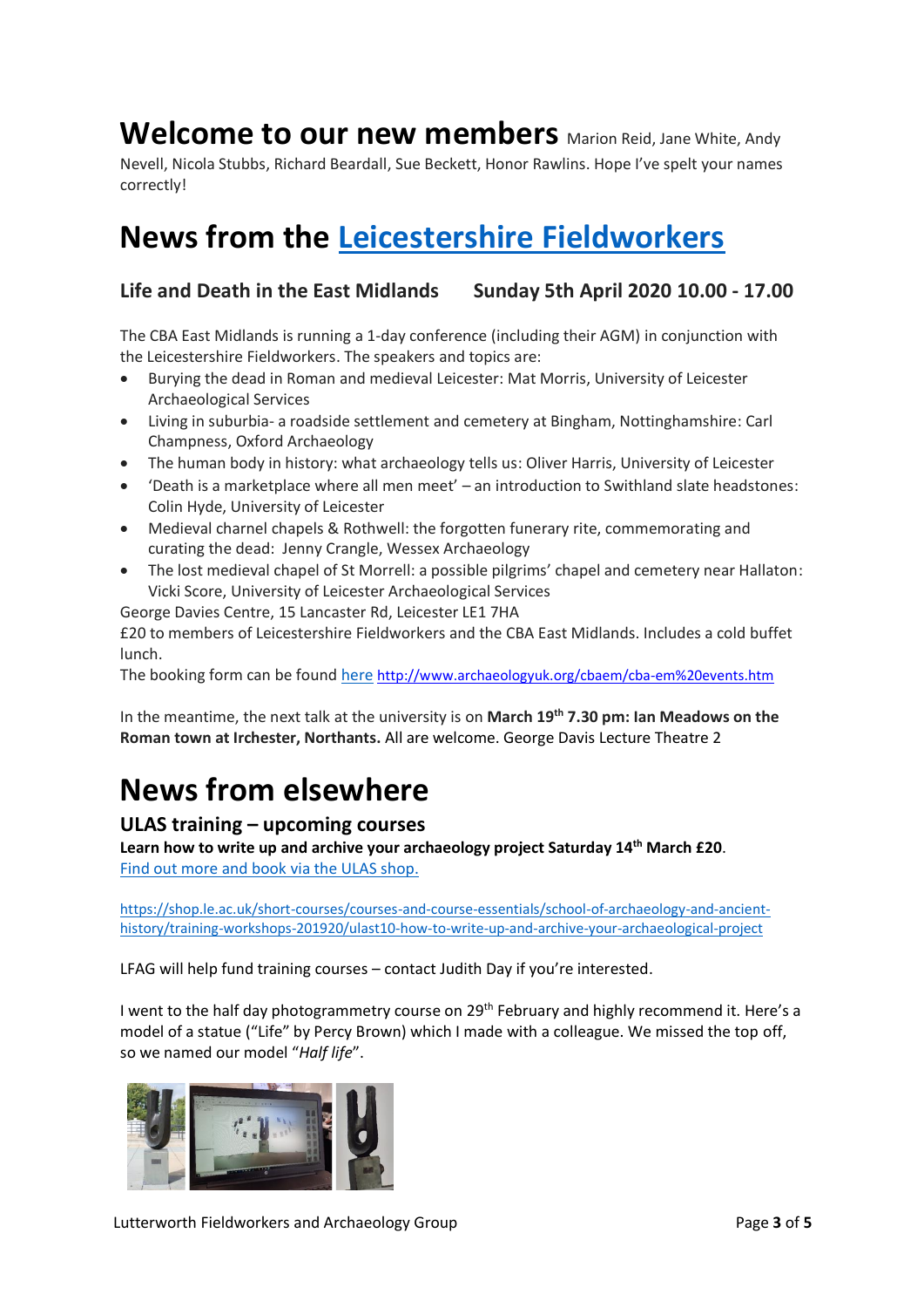# Welcome to our new members

Marion Reid, Jane White, Andy Nevell, Nicola Stubbs, Richard Beardall, Sue Beckett, Honor Rawlins. Hope I've spelt your names correctly!

# News from the Leicestershire Fieldworkers

### Life and Death in the East Midlands Sunday 5th April 2020 10.00 - 17.00

The CBA East Midlands is running a 1-day conference (including their AGM) in conjunction with the Leicestershire Fieldworkers. The speakers and topics are:

- Burying the dead in Roman and medieval Leicester: Mat Morris, University of Leicester Archaeological Services
- Living in suburbia- a roadside settlement and cemetery at Bingham, Nottinghamshire: Carl Champness, Oxford Archaeology
- The human body in history: what archaeology tells us: Oliver Harris, University of Leicester
- 'Death is a marketplace where all men meet' – an introduction to Swithland slate headstones: Colin Hyde, University of Leicester
- Medieval charnel chapels & Rothwell: the forgotten funerary rite, commemorating and curating the dead: Jenny Crangle, Wessex Archaeology
- The lost medieval chapel of St Morrell: a possible pilgrims' chapel and cemetery near Hallaton: Vicki Score, University of Leicester Archaeological Services

George Davies Centre, 15 Lancaster Rd, Leicester LE1 7HA

£20 to members of Leicestershire Fieldworkers and the CBA East Midlands. Includes a cold buffet lunch.

The booking form can be found here http://www.archaeologyuk.org/cbaem/cba-em%20events.htm

In the meantime, the next talk at the university is on **March 19th 7.30 pm: Ian Meadows on the Roman town at Irchester, Northants.** All are welcome. George Davis Lecture Theatre 2

# News from elsewhere

### ULAS training – upcoming courses

**Learn how to write up and archive your archaeology project Saturday 14th March £20**.
Find out more and book via the ULAS shop.

https://shop.le.ac.uk/short-courses/courses-and-course-essentials/school-of-archaeology-and-ancient-history/training-workshops-201920/ulast10-how-to-write-up-and-archive-your-archaeological-project

LFAG will help fund training courses – contact Judith Day if you're interested.

I went to the half day photogrammetry course on 29th February and highly recommend it. Here's a model of a statue ("Life" by Percy Brown) which I made with a colleague. We missed the top off, so we named our model "*Half life*".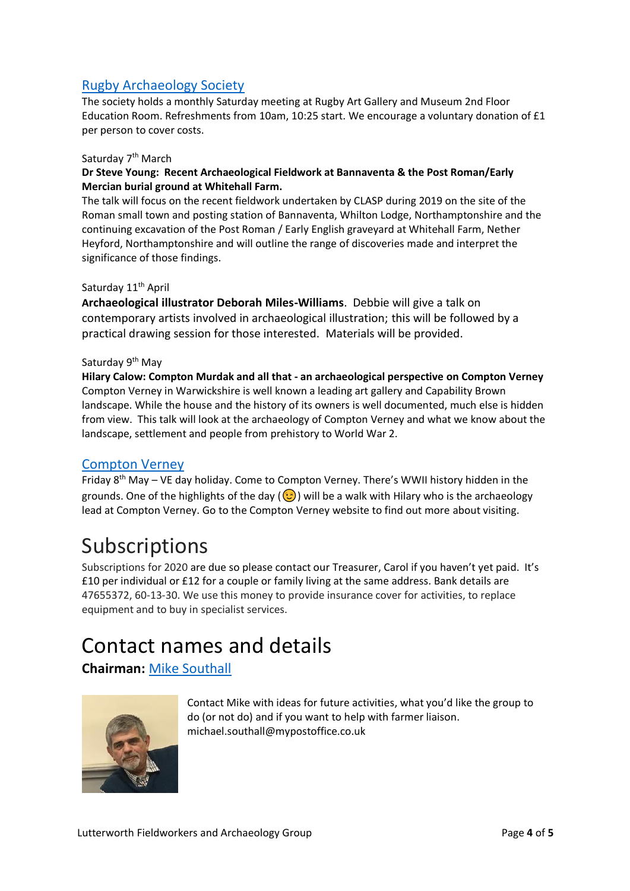### Rugby Archaeology Society

The society holds a monthly Saturday meeting at Rugby Art Gallery and Museum 2nd Floor Education Room. Refreshments from 10am, 10:25 start. We encourage a voluntary donation of £1 per person to cover costs.

Saturday 7th March

**Dr Steve Young: Recent Archaeological Fieldwork at Bannaventa & the Post Roman/Early Mercian burial ground at Whitehall Farm.**

The talk will focus on the recent fieldwork undertaken by CLASP during 2019 on the site of the Roman small town and posting station of Bannaventa, Whilton Lodge, Northamptonshire and the continuing excavation of the Post Roman / Early English graveyard at Whitehall Farm, Nether Heyford, Northamptonshire and will outline the range of discoveries made and interpret the significance of those findings.

Saturday 11th April

**Archaeological illustrator Deborah Miles-Williams**. Debbie will give a talk on contemporary artists involved in archaeological illustration; this will be followed by a practical drawing session for those interested. Materials will be provided.

Saturday 9th May

**Hilary Calow: Compton Murdak and all that - an archaeological perspective on Compton Verney**

Compton Verney in Warwickshire is well known a leading art gallery and Capability Brown landscape. While the house and the history of its owners is well documented, much else is hidden from view. This talk will look at the archaeology of Compton Verney and what we know about the landscape, settlement and people from prehistory to World War 2.

### Compton Verney

Friday 8th May – VE day holiday. Come to Compton Verney. There's WWII history hidden in the grounds. One of the highlights of the day (😉) will be a walk with Hilary who is the archaeology lead at Compton Verney. Go to the Compton Verney website to find out more about visiting.

# Subscriptions

Subscriptions for 2020 are due so please contact our Treasurer, Carol if you haven't yet paid. It's £10 per individual or £12 for a couple or family living at the same address. Bank details are 47655372, 60-13-30. We use this money to provide insurance cover for activities, to replace equipment and to buy in specialist services.

# Contact names and details

**Chairman:** Mike Southall

Contact Mike with ideas for future activities, what you'd like the group to do (or not do) and if you want to help with farmer liaison.
michael.southall@mypostoffice.co.uk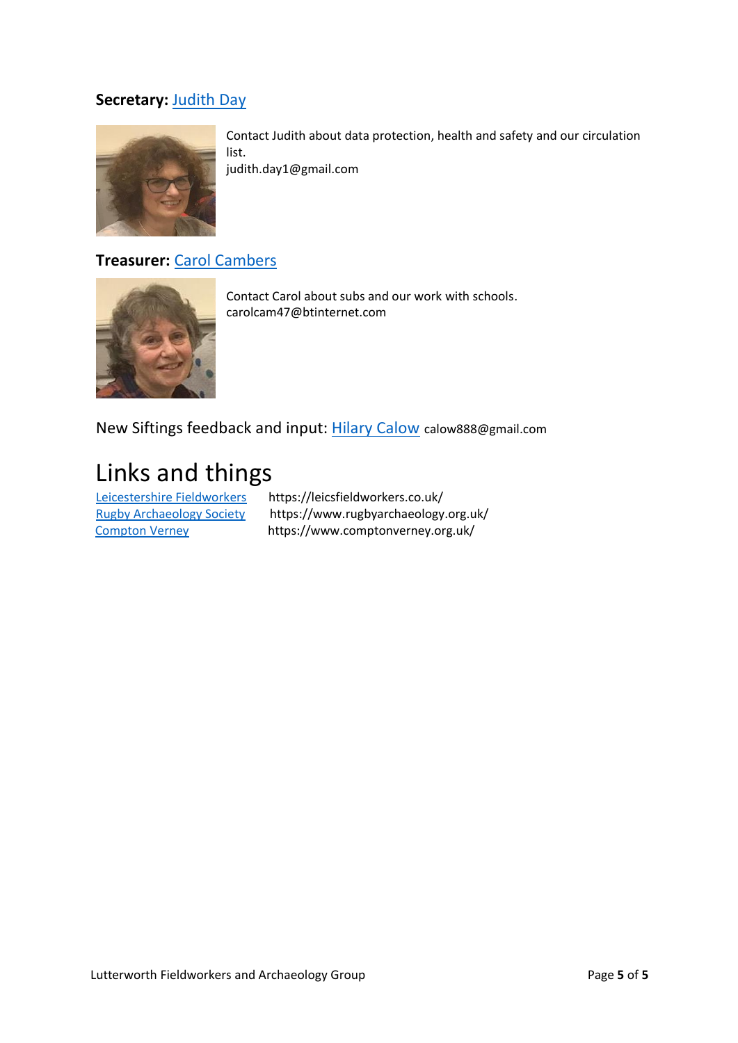**Secretary:** Judith Day

Contact Judith about data protection, health and safety and our circulation list.
judith.day1@gmail.com

**Treasurer:** Carol Cambers

Contact Carol about subs and our work with schools.
carolcam47@btinternet.com

New Siftings feedback and input: Hilary Calow calow888@gmail.com

# Links and things

| | |
|---|---|
| Leicestershire Fieldworkers | https://leicsfieldworkers.co.uk/ |
| Rugby Archaeology Society | https://www.rugbyarchaeology.org.uk/ |
| Compton Verney | https://www.comptonverney.org.uk/ |